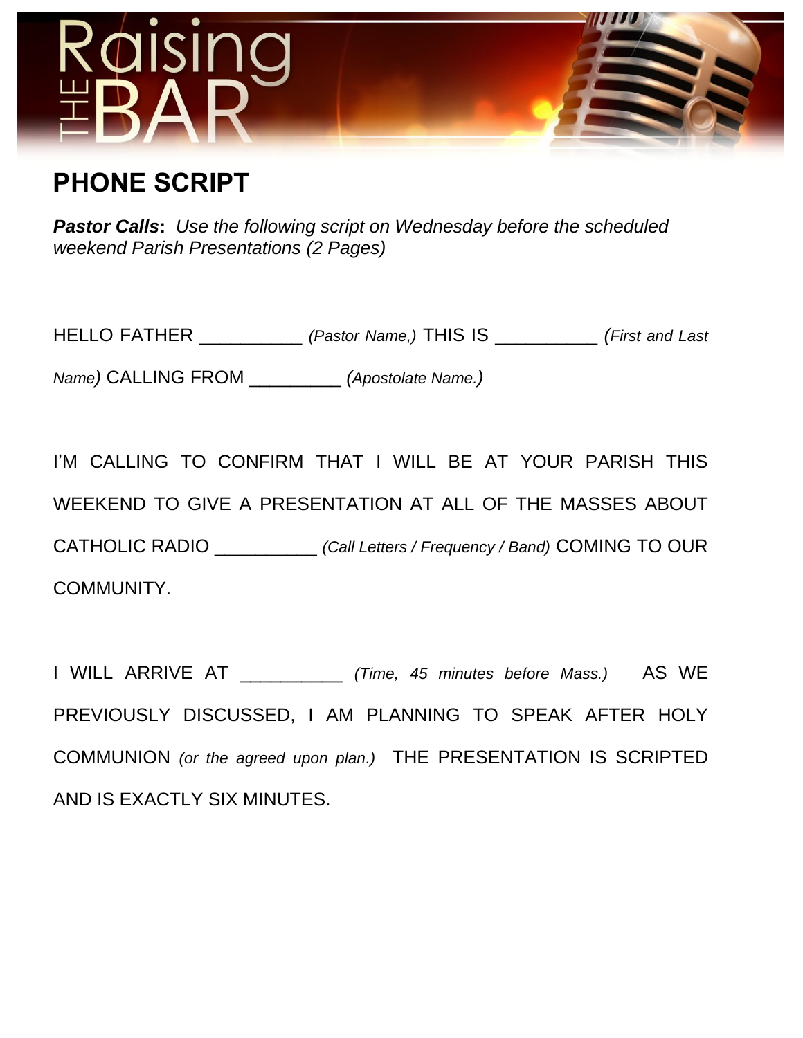# Raising THE BAR

## PHONE SCRIPT

***Pastor Calls**: Use the following script on Wednesday before the scheduled weekend Parish Presentations (2 Pages)*

HELLO FATHER __________ *(Pastor Name,)* THIS IS __________ *(First and Last Name)* CALLING FROM _________ *(Apostolate Name.)*

I'M CALLING TO CONFIRM THAT I WILL BE AT YOUR PARISH THIS WEEKEND TO GIVE A PRESENTATION AT ALL OF THE MASSES ABOUT CATHOLIC RADIO __________ *(Call Letters / Frequency / Band)* COMING TO OUR COMMUNITY.

I WILL ARRIVE AT __________ *(Time, 45 minutes before Mass.)* AS WE PREVIOUSLY DISCUSSED, I AM PLANNING TO SPEAK AFTER HOLY COMMUNION *(or the agreed upon plan.)* THE PRESENTATION IS SCRIPTED AND IS EXACTLY SIX MINUTES.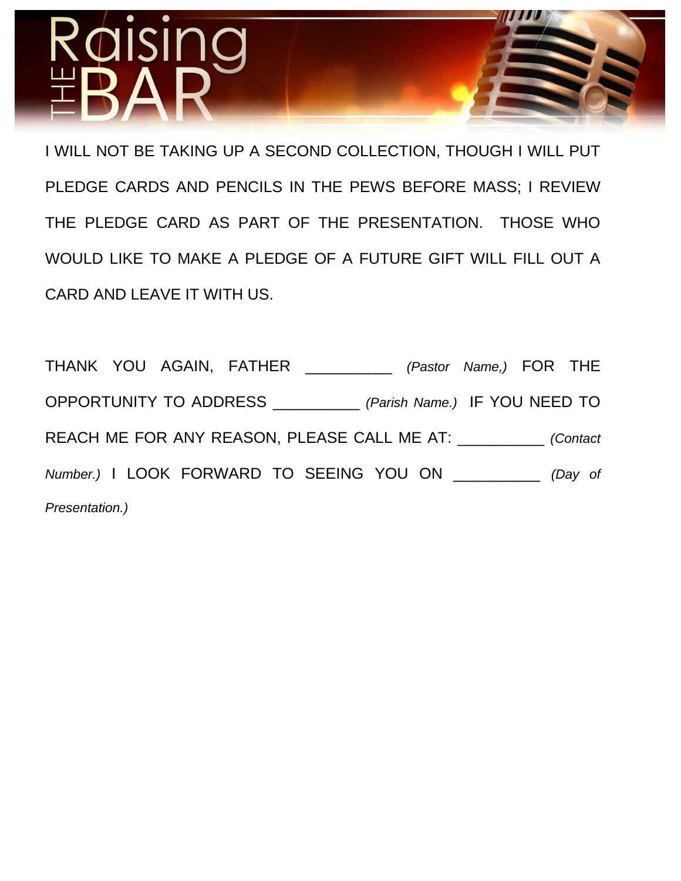I WILL NOT BE TAKING UP A SECOND COLLECTION, THOUGH I WILL PUT PLEDGE CARDS AND PENCILS IN THE PEWS BEFORE MASS; I REVIEW THE PLEDGE CARD AS PART OF THE PRESENTATION. THOSE WHO WOULD LIKE TO MAKE A PLEDGE OF A FUTURE GIFT WILL FILL OUT A CARD AND LEAVE IT WITH US.

THANK YOU AGAIN, FATHER __________ *(Pastor Name,)* FOR THE OPPORTUNITY TO ADDRESS __________ *(Parish Name.)* IF YOU NEED TO REACH ME FOR ANY REASON, PLEASE CALL ME AT: __________ *(Contact Number.)* I LOOK FORWARD TO SEEING YOU ON __________ *(Day of Presentation.)*